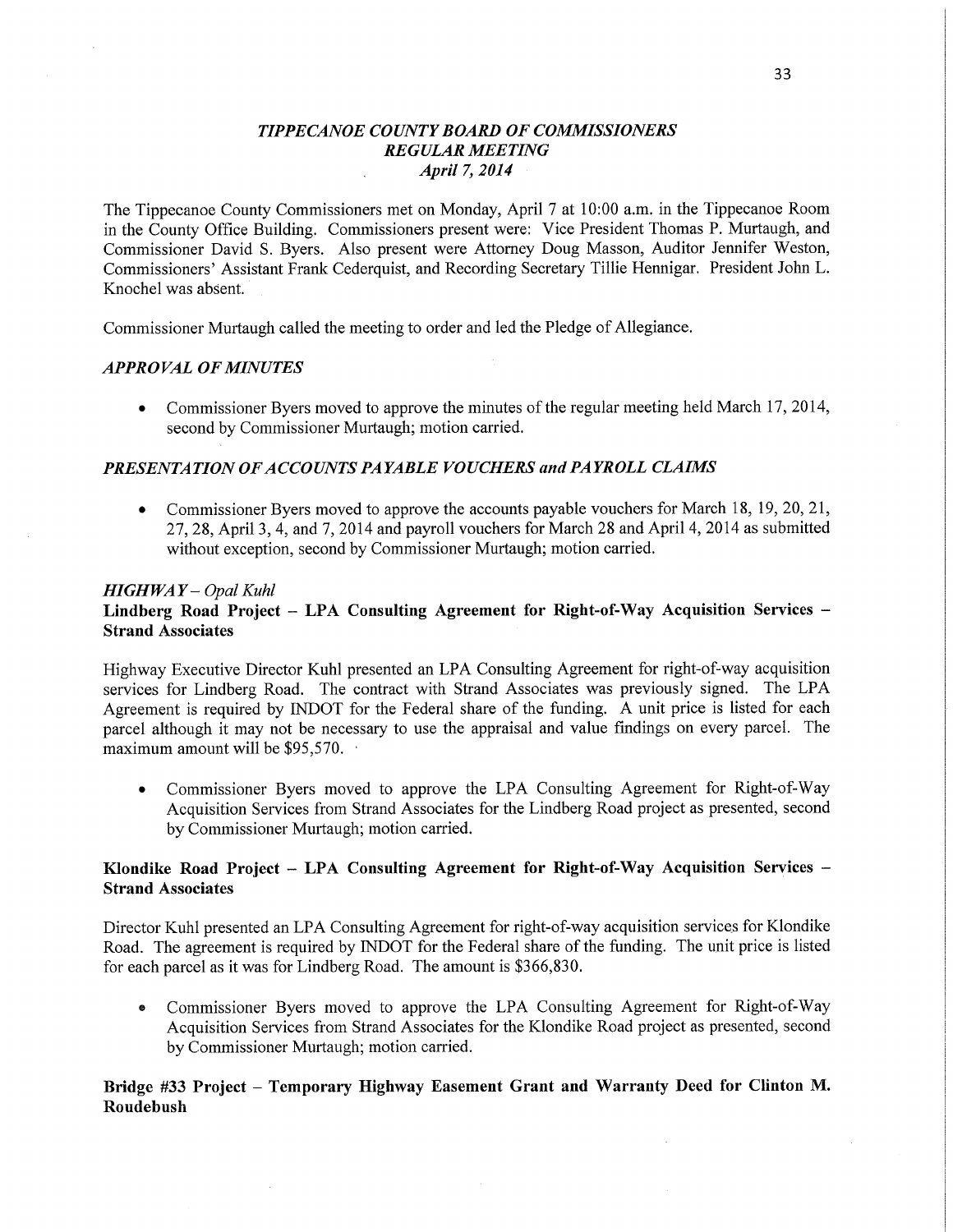# *TIPPECANOE COUNTY BOARD OF COMMISSIONERS*
## *REGULAR MEETING*
### *April 7, 2014*

The Tippecanoe County Commissioners met on Monday, April 7 at 10:00 a.m. in the Tippecanoe Room in the County Office Building. Commissioners present were: Vice President Thomas P. Murtaugh, and Commissioner David S. Byers. Also present were Attorney Doug Masson, Auditor Jennifer Weston, Commissioners' Assistant Frank Cederquist, and Recording Secretary Tillie Hennigar. President John L. Knochel was absent.

Commissioner Murtaugh called the meeting to order and led the Pledge of Allegiance.

### *APPROVAL OF MINUTES*

- Commissioner Byers moved to approve the minutes of the regular meeting held March 17, 2014, second by Commissioner Murtaugh; motion carried.

### *PRESENTATION OF ACCOUNTS PAYABLE VOUCHERS and PAYROLL CLAIMS*

- Commissioner Byers moved to approve the accounts payable vouchers for March 18, 19, 20, 21, 27, 28, April 3, 4, and 7, 2014 and payroll vouchers for March 28 and April 4, 2014 as submitted without exception, second by Commissioner Murtaugh; motion carried.

### *HIGHWAY – Opal Kuhl*

**Lindberg Road Project – LPA Consulting Agreement for Right-of-Way Acquisition Services – Strand Associates**

Highway Executive Director Kuhl presented an LPA Consulting Agreement for right-of-way acquisition services for Lindberg Road. The contract with Strand Associates was previously signed. The LPA Agreement is required by INDOT for the Federal share of the funding. A unit price is listed for each parcel although it may not be necessary to use the appraisal and value findings on every parcel. The maximum amount will be $95,570.

- Commissioner Byers moved to approve the LPA Consulting Agreement for Right-of-Way Acquisition Services from Strand Associates for the Lindberg Road project as presented, second by Commissioner Murtaugh; motion carried.

**Klondike Road Project – LPA Consulting Agreement for Right-of-Way Acquisition Services – Strand Associates**

Director Kuhl presented an LPA Consulting Agreement for right-of-way acquisition services for Klondike Road. The agreement is required by INDOT for the Federal share of the funding. The unit price is listed for each parcel as it was for Lindberg Road. The amount is $366,830.

- Commissioner Byers moved to approve the LPA Consulting Agreement for Right-of-Way Acquisition Services from Strand Associates for the Klondike Road project as presented, second by Commissioner Murtaugh; motion carried.

**Bridge #33 Project – Temporary Highway Easement Grant and Warranty Deed for Clinton M. Roudebush**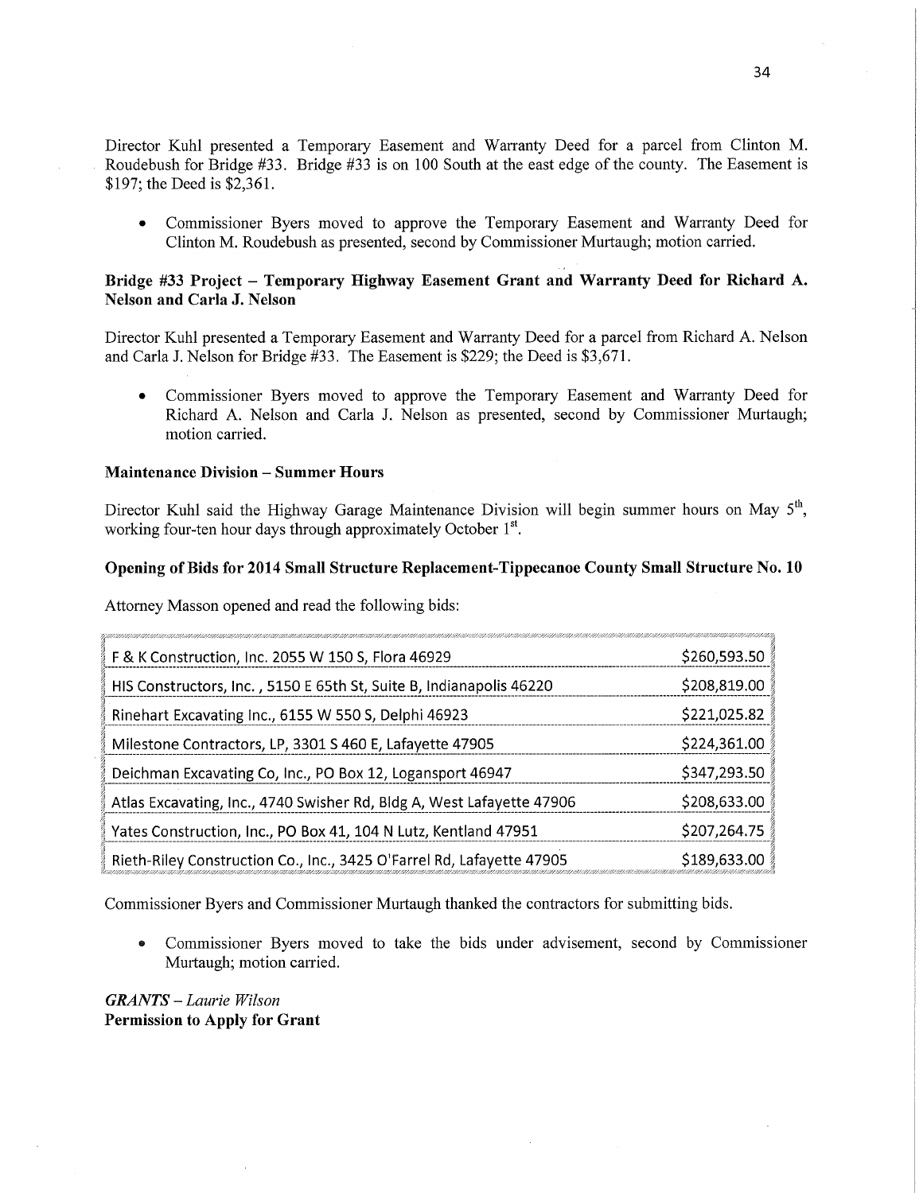Director Kuhl presented a Temporary Easement and Warranty Deed for a parcel from Clinton M. Roudebush for Bridge #33. Bridge #33 is on 100 South at the east edge of the county. The Easement is $197; the Deed is $2,361.

- Commissioner Byers moved to approve the Temporary Easement and Warranty Deed for Clinton M. Roudebush as presented, second by Commissioner Murtaugh; motion carried.

**Bridge #33 Project – Temporary Highway Easement Grant and Warranty Deed for Richard A. Nelson and Carla J. Nelson**

Director Kuhl presented a Temporary Easement and Warranty Deed for a parcel from Richard A. Nelson and Carla J. Nelson for Bridge #33. The Easement is $229; the Deed is $3,671.

- Commissioner Byers moved to approve the Temporary Easement and Warranty Deed for Richard A. Nelson and Carla J. Nelson as presented, second by Commissioner Murtaugh; motion carried.

**Maintenance Division – Summer Hours**

Director Kuhl said the Highway Garage Maintenance Division will begin summer hours on May 5th, working four-ten hour days through approximately October 1st.

**Opening of Bids for 2014 Small Structure Replacement-Tippecanoe County Small Structure No. 10**

Attorney Masson opened and read the following bids:

| | |
|---|---|
| F & K Construction, Inc. 2055 W 150 S, Flora 46929 | $260,593.50 |
| HIS Constructors, Inc. , 5150 E 65th St, Suite B, Indianapolis 46220 | $208,819.00 |
| Rinehart Excavating Inc., 6155 W 550 S, Delphi 46923 | $221,025.82 |
| Milestone Contractors, LP, 3301 S 460 E, Lafayette 47905 | $224,361.00 |
| Deichman Excavating Co, Inc., PO Box 12, Logansport 46947 | $347,293.50 |
| Atlas Excavating, Inc., 4740 Swisher Rd, Bldg A, West Lafayette 47906 | $208,633.00 |
| Yates Construction, Inc., PO Box 41, 104 N Lutz, Kentland 47951 | $207,264.75 |
| Rieth-Riley Construction Co., Inc., 3425 O'Farrel Rd, Lafayette 47905 | $189,633.00 |

Commissioner Byers and Commissioner Murtaugh thanked the contractors for submitting bids.

- Commissioner Byers moved to take the bids under advisement, second by Commissioner Murtaugh; motion carried.

***GRANTS** – Laurie Wilson*
**Permission to Apply for Grant**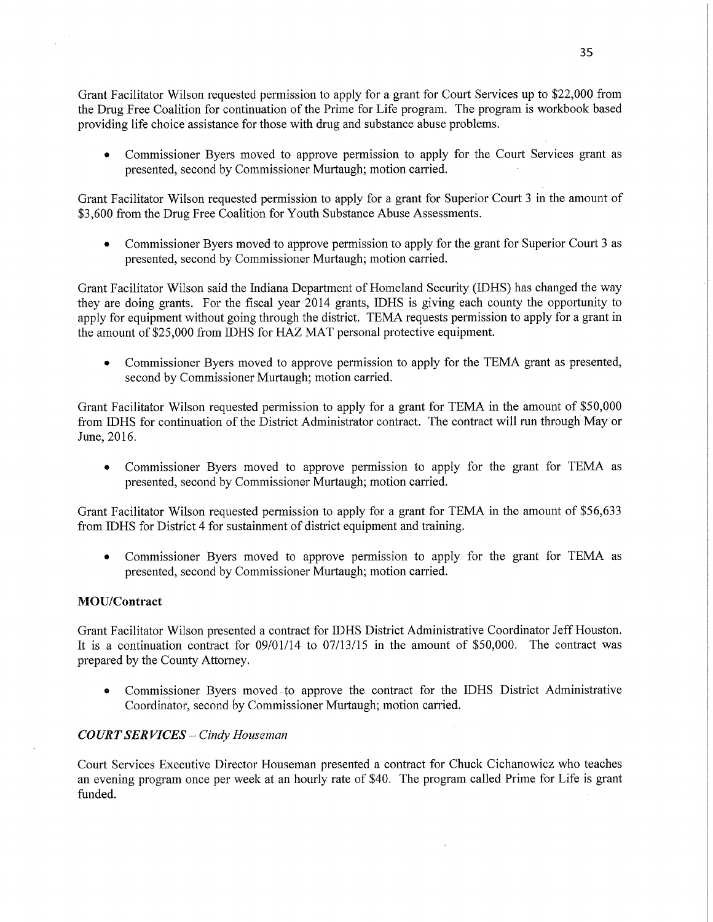Grant Facilitator Wilson requested permission to apply for a grant for Court Services up to $22,000 from the Drug Free Coalition for continuation of the Prime for Life program. The program is workbook based providing life choice assistance for those with drug and substance abuse problems.

- Commissioner Byers moved to approve permission to apply for the Court Services grant as presented, second by Commissioner Murtaugh; motion carried.

Grant Facilitator Wilson requested permission to apply for a grant for Superior Court 3 in the amount of $3,600 from the Drug Free Coalition for Youth Substance Abuse Assessments.

- Commissioner Byers moved to approve permission to apply for the grant for Superior Court 3 as presented, second by Commissioner Murtaugh; motion carried.

Grant Facilitator Wilson said the Indiana Department of Homeland Security (IDHS) has changed the way they are doing grants. For the fiscal year 2014 grants, IDHS is giving each county the opportunity to apply for equipment without going through the district. TEMA requests permission to apply for a grant in the amount of $25,000 from IDHS for HAZ MAT personal protective equipment.

- Commissioner Byers moved to approve permission to apply for the TEMA grant as presented, second by Commissioner Murtaugh; motion carried.

Grant Facilitator Wilson requested permission to apply for a grant for TEMA in the amount of $50,000 from IDHS for continuation of the District Administrator contract. The contract will run through May or June, 2016.

- Commissioner Byers moved to approve permission to apply for the grant for TEMA as presented, second by Commissioner Murtaugh; motion carried.

Grant Facilitator Wilson requested permission to apply for a grant for TEMA in the amount of $56,633 from IDHS for District 4 for sustainment of district equipment and training.

- Commissioner Byers moved to approve permission to apply for the grant for TEMA as presented, second by Commissioner Murtaugh; motion carried.

**MOU/Contract**

Grant Facilitator Wilson presented a contract for IDHS District Administrative Coordinator Jeff Houston. It is a continuation contract for 09/01/14 to 07/13/15 in the amount of $50,000. The contract was prepared by the County Attorney.

- Commissioner Byers moved to approve the contract for the IDHS District Administrative Coordinator, second by Commissioner Murtaugh; motion carried.

***COURT SERVICES** – Cindy Houseman*

Court Services Executive Director Houseman presented a contract for Chuck Cichanowicz who teaches an evening program once per week at an hourly rate of $40. The program called Prime for Life is grant funded.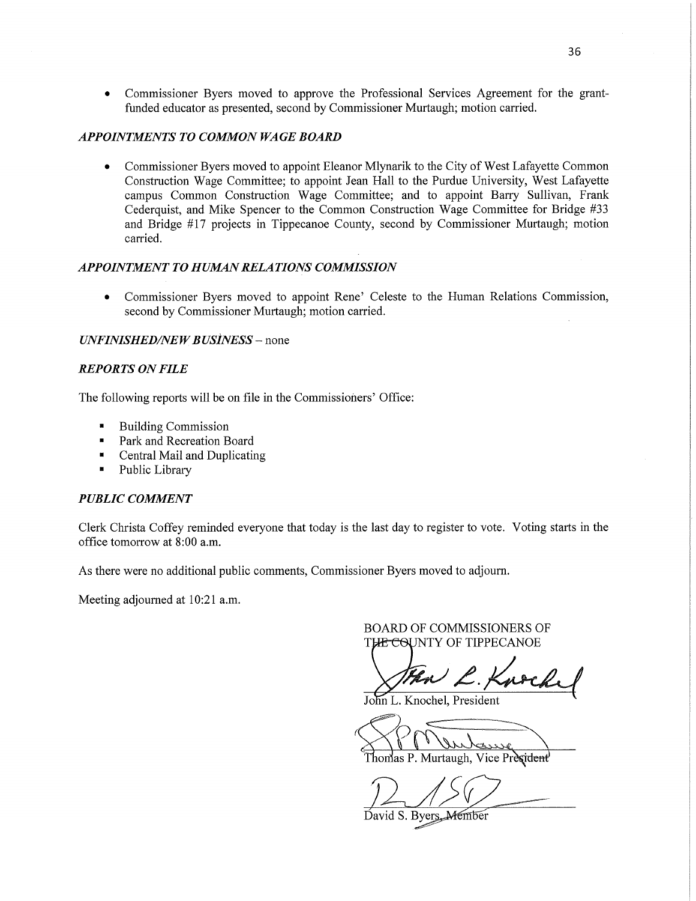- Commissioner Byers moved to approve the Professional Services Agreement for the grant-funded educator as presented, second by Commissioner Murtaugh; motion carried.

### *APPOINTMENTS TO COMMON WAGE BOARD*

- Commissioner Byers moved to appoint Eleanor Mlynarik to the City of West Lafayette Common Construction Wage Committee; to appoint Jean Hall to the Purdue University, West Lafayette campus Common Construction Wage Committee; and to appoint Barry Sullivan, Frank Cederquist, and Mike Spencer to the Common Construction Wage Committee for Bridge #33 and Bridge #17 projects in Tippecanoe County, second by Commissioner Murtaugh; motion carried.

### *APPOINTMENT TO HUMAN RELATIONS COMMISSION*

- Commissioner Byers moved to appoint Rene' Celeste to the Human Relations Commission, second by Commissioner Murtaugh; motion carried.

### *UNFINISHED/NEW BUSINESS* – none

### *REPORTS ON FILE*

The following reports will be on file in the Commissioners' Office:

- Building Commission
- Park and Recreation Board
- Central Mail and Duplicating
- Public Library

### *PUBLIC COMMENT*

Clerk Christa Coffey reminded everyone that today is the last day to register to vote. Voting starts in the office tomorrow at 8:00 a.m.

As there were no additional public comments, Commissioner Byers moved to adjourn.

Meeting adjourned at 10:21 a.m.

BOARD OF COMMISSIONERS OF
THE COUNTY OF TIPPECANOE

John L. Knochel, President

Thomas P. Murtaugh, Vice President

David S. Byers, Member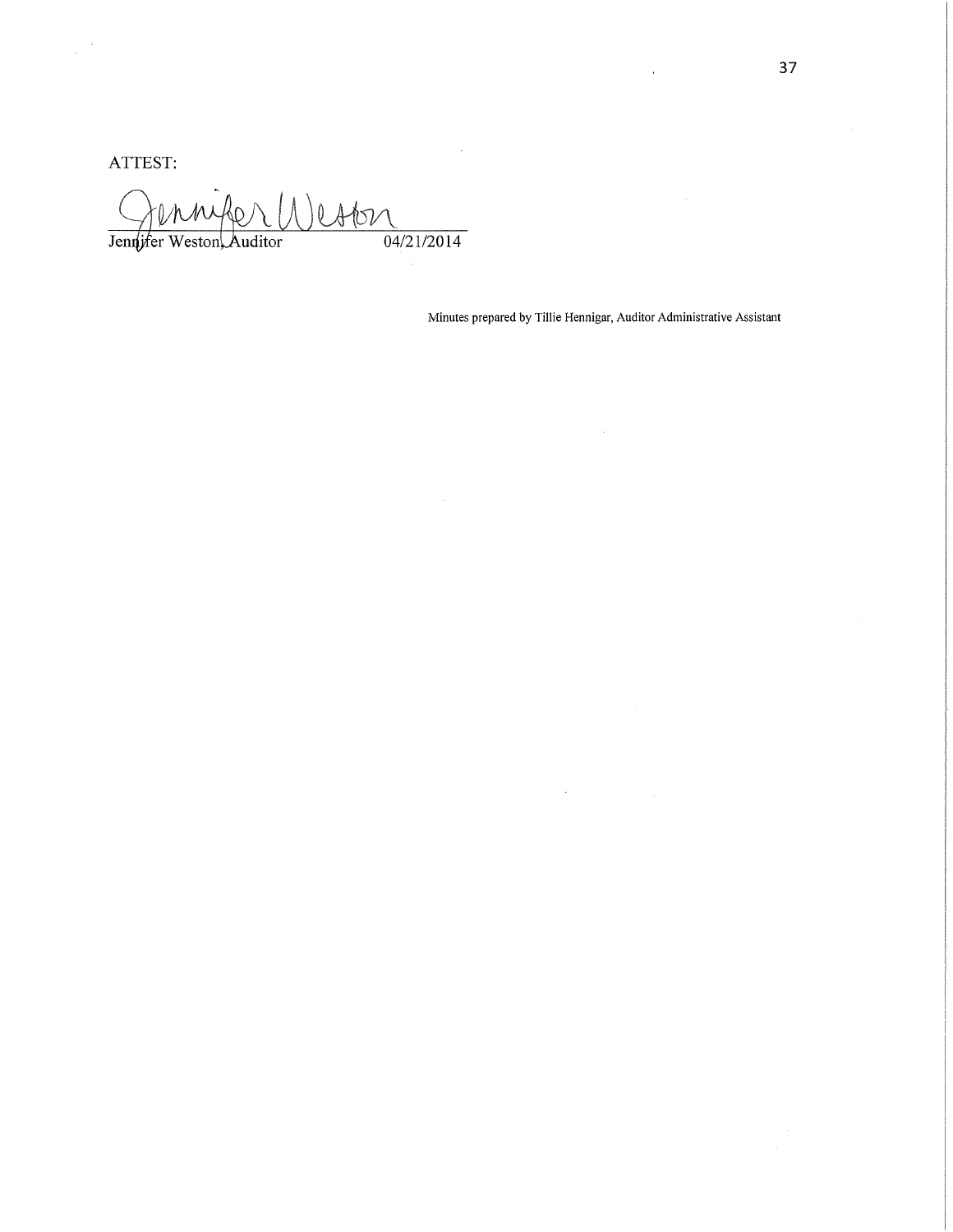ATTEST:

Jennifer Weston, Auditor 04/21/2014

Minutes prepared by Tillie Hennigar, Auditor Administrative Assistant